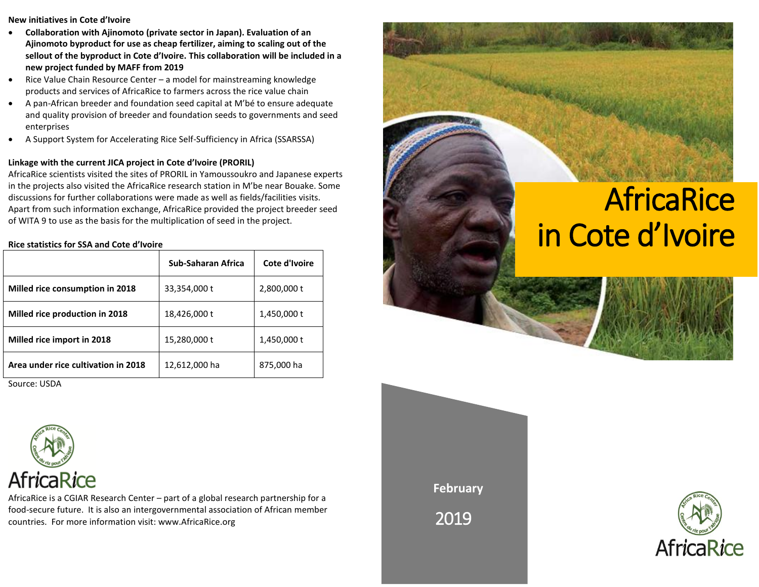**New initiatives in Cote d'Ivoire**

- **Collaboration with Ajinomoto (private sector in Japan). Evaluation of an Ajinomoto byproduct for use as cheap fertilizer, aiming to scaling out of the sellout of the byproduct in Cote d'Ivoire. This collaboration will be included in a new project funded by MAFF from 2019**
- Rice Value Chain Resource Center – a model for mainstreaming knowledge products and services of AfricaRice to farmers across the rice value chain
- A pan-African breeder and foundation seed capital at M'bé to ensure adequate and quality provision of breeder and foundation seeds to governments and seed enterprises
- A Support System for Accelerating Rice Self-Sufficiency in Africa (SSARSSA)

**Linkage with the current JICA project in Cote d'Ivoire (PRORIL)**

AfricaRice scientists visited the sites of PRORIL in Yamoussoukro and Japanese experts in the projects also visited the AfricaRice research station in M'be near Bouake. Some discussions for further collaborations were made as well as fields/facilities visits. Apart from such information exchange, AfricaRice provided the project breeder seed of WITA 9 to use as the basis for the multiplication of seed in the project.

**Rice statistics for SSA and Cote d'Ivoire**

| | Sub-Saharan Africa | Cote d'Ivoire |
|---|---|---|
| **Milled rice consumption in 2018** | 33,354,000 t | 2,800,000 t |
| **Milled rice production in 2018** | 18,426,000 t | 1,450,000 t |
| **Milled rice import in 2018** | 15,280,000 t | 1,450,000 t |
| **Area under rice cultivation in 2018** | 12,612,000 ha | 875,000 ha |

Source: USDA

AfricaRice

AfricaRice is a CGIAR Research Center – part of a global research partnership for a food-secure future. It is also an intergovernmental association of African member countries. For more information visit: www.AfricaRice.org

# AfricaRice in Cote d'Ivoire

**February**

2019

AfricaRice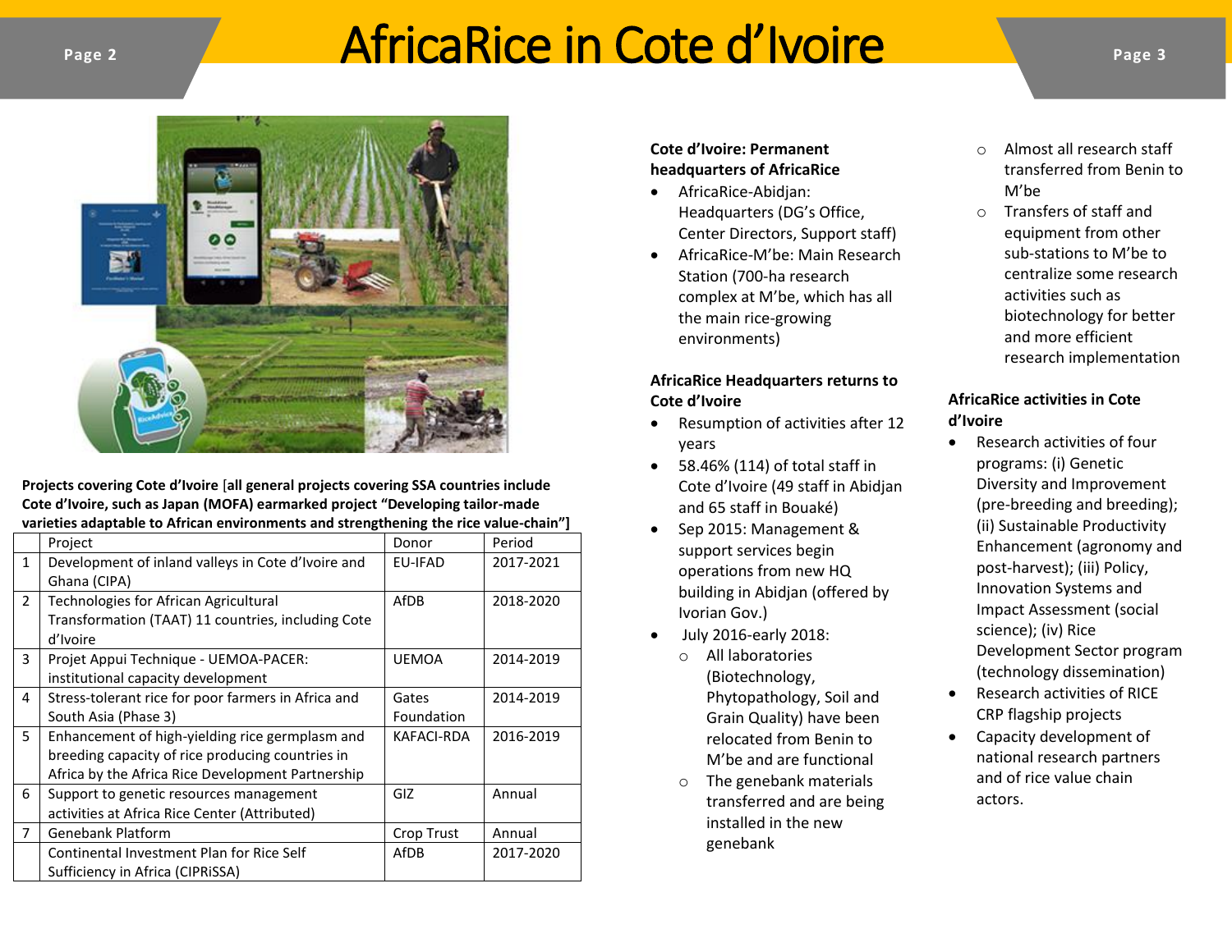# AfricaRice in Cote d'Ivoire

**Projects covering Cote d'Ivoire** [**all general projects covering SSA countries include Cote d'Ivoire, such as Japan (MOFA) earmarked project "Developing tailor-made varieties adaptable to African environments and strengthening the rice value-chain"]**

| | Project | Donor | Period |
|---|---|---|---|
| 1 | Development of inland valleys in Cote d'Ivoire and Ghana (CIPA) | EU-IFAD | 2017-2021 |
| 2 | Technologies for African Agricultural Transformation (TAAT) 11 countries, including Cote d'Ivoire | AfDB | 2018-2020 |
| 3 | Projet Appui Technique - UEMOA-PACER: institutional capacity development | UEMOA | 2014-2019 |
| 4 | Stress-tolerant rice for poor farmers in Africa and South Asia (Phase 3) | Gates Foundation | 2014-2019 |
| 5 | Enhancement of high-yielding rice germplasm and breeding capacity of rice producing countries in Africa by the Africa Rice Development Partnership | KAFACI-RDA | 2016-2019 |
| 6 | Support to genetic resources management activities at Africa Rice Center (Attributed) | GIZ | Annual |
| 7 | Genebank Platform | Crop Trust | Annual |
| | Continental Investment Plan for Rice Self Sufficiency in Africa (CIPRiSSA) | AfDB | 2017-2020 |

**Cote d'Ivoire: Permanent headquarters of AfricaRice**

- AfricaRice-Abidjan: Headquarters (DG's Office, Center Directors, Support staff)
- AfricaRice-M'be: Main Research Station (700-ha research complex at M'be, which has all the main rice-growing environments)

**AfricaRice Headquarters returns to Cote d'Ivoire**

- Resumption of activities after 12 years
- 58.46% (114) of total staff in Cote d'Ivoire (49 staff in Abidjan and 65 staff in Bouaké)
- Sep 2015: Management & support services begin operations from new HQ building in Abidjan (offered by Ivorian Gov.)
- July 2016-early 2018:
  - All laboratories (Biotechnology, Phytopathology, Soil and Grain Quality) have been relocated from Benin to M'be and are functional
  - The genebank materials transferred and are being installed in the new genebank
  - Almost all research staff transferred from Benin to M'be
  - Transfers of staff and equipment from other sub-stations to M'be to centralize some research activities such as biotechnology for better and more efficient research implementation

**AfricaRice activities in Cote d'Ivoire**

- Research activities of four programs: (i) Genetic Diversity and Improvement (pre-breeding and breeding); (ii) Sustainable Productivity Enhancement (agronomy and post-harvest); (iii) Policy, Innovation Systems and Impact Assessment (social science); (iv) Rice Development Sector program (technology dissemination)
- Research activities of RICE CRP flagship projects
- Capacity development of national research partners and of rice value chain actors.